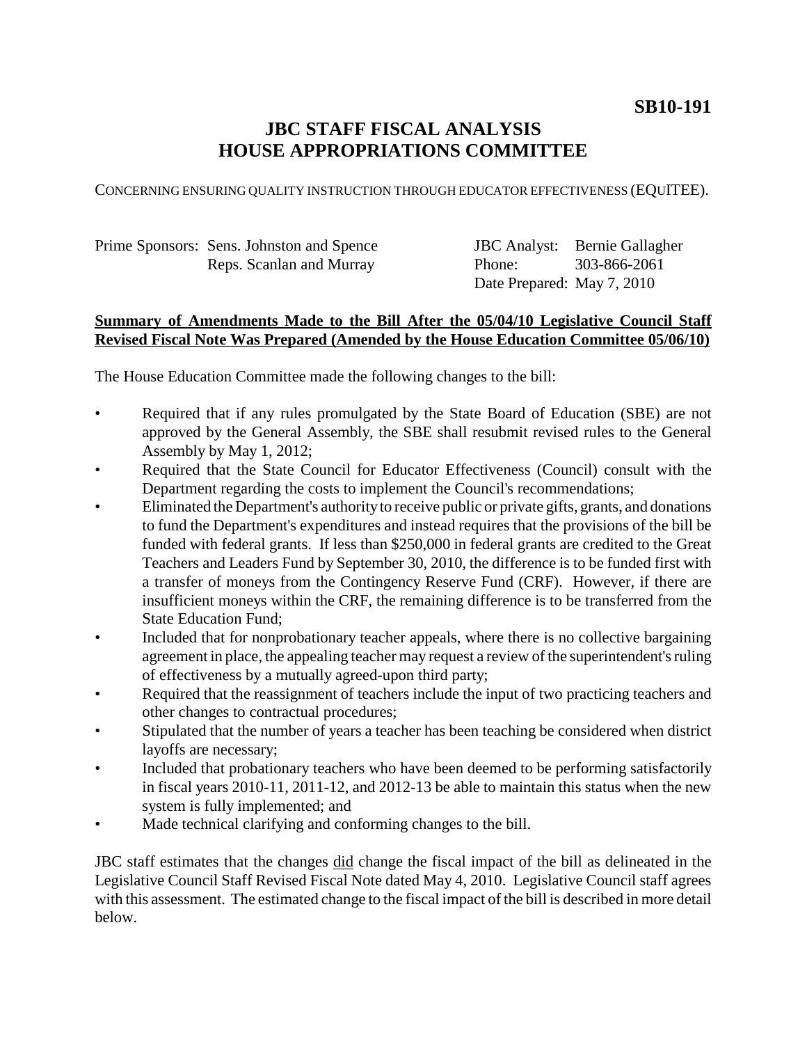**SB10-191**

# JBC STAFF FISCAL ANALYSIS
# HOUSE APPROPRIATIONS COMMITTEE

CONCERNING ENSURING QUALITY INSTRUCTION THROUGH EDUCATOR EFFECTIVENESS (EQUITEE).

| | | | |
|---|---|---|---|
| Prime Sponsors: | Sens. Johnston and Spence | JBC Analyst: | Bernie Gallagher |
| | Reps. Scanlan and Murray | Phone: | 303-866-2061 |
| | | Date Prepared: | May 7, 2010 |

**Summary of Amendments Made to the Bill After the 05/04/10 Legislative Council Staff Revised Fiscal Note Was Prepared (Amended by the House Education Committee 05/06/10)**

The House Education Committee made the following changes to the bill:

- Required that if any rules promulgated by the State Board of Education (SBE) are not approved by the General Assembly, the SBE shall resubmit revised rules to the General Assembly by May 1, 2012;
- Required that the State Council for Educator Effectiveness (Council) consult with the Department regarding the costs to implement the Council's recommendations;
- Eliminated the Department's authority to receive public or private gifts, grants, and donations to fund the Department's expenditures and instead requires that the provisions of the bill be funded with federal grants. If less than $250,000 in federal grants are credited to the Great Teachers and Leaders Fund by September 30, 2010, the difference is to be funded first with a transfer of moneys from the Contingency Reserve Fund (CRF). However, if there are insufficient moneys within the CRF, the remaining difference is to be transferred from the State Education Fund;
- Included that for nonprobationary teacher appeals, where there is no collective bargaining agreement in place, the appealing teacher may request a review of the superintendent's ruling of effectiveness by a mutually agreed-upon third party;
- Required that the reassignment of teachers include the input of two practicing teachers and other changes to contractual procedures;
- Stipulated that the number of years a teacher has been teaching be considered when district layoffs are necessary;
- Included that probationary teachers who have been deemed to be performing satisfactorily in fiscal years 2010-11, 2011-12, and 2012-13 be able to maintain this status when the new system is fully implemented; and
- Made technical clarifying and conforming changes to the bill.

JBC staff estimates that the changes did change the fiscal impact of the bill as delineated in the Legislative Council Staff Revised Fiscal Note dated May 4, 2010. Legislative Council staff agrees with this assessment. The estimated change to the fiscal impact of the bill is described in more detail below.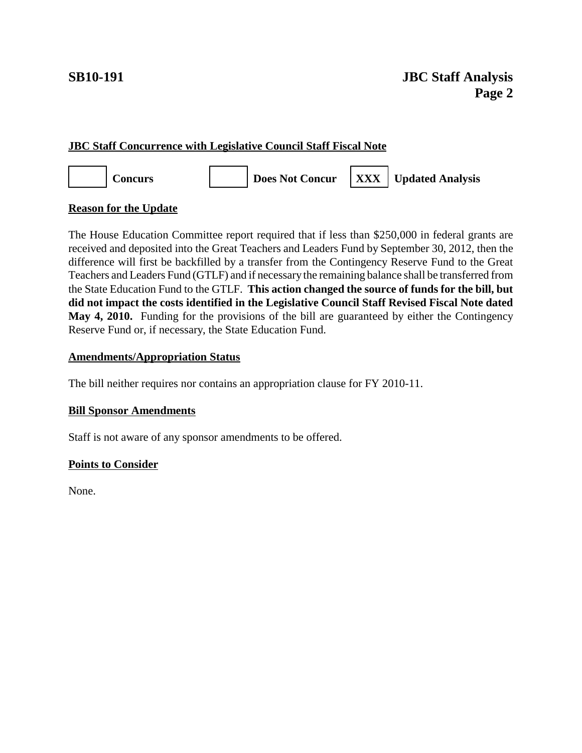**JBC Staff Concurrence with Legislative Council Staff Fiscal Note**

| | | | | | |
|---|---|---|---|---|---|
| | **Concurs** | | **Does Not Concur** | **XXX** | **Updated Analysis** |

**Reason for the Update**

The House Education Committee report required that if less than $250,000 in federal grants are received and deposited into the Great Teachers and Leaders Fund by September 30, 2012, then the difference will first be backfilled by a transfer from the Contingency Reserve Fund to the Great Teachers and Leaders Fund (GTLF) and if necessary the remaining balance shall be transferred from the State Education Fund to the GTLF. **This action changed the source of funds for the bill, but did not impact the costs identified in the Legislative Council Staff Revised Fiscal Note dated May 4, 2010.** Funding for the provisions of the bill are guaranteed by either the Contingency Reserve Fund or, if necessary, the State Education Fund.

**Amendments/Appropriation Status**

The bill neither requires nor contains an appropriation clause for FY 2010-11.

**Bill Sponsor Amendments**

Staff is not aware of any sponsor amendments to be offered.

**Points to Consider**

None.